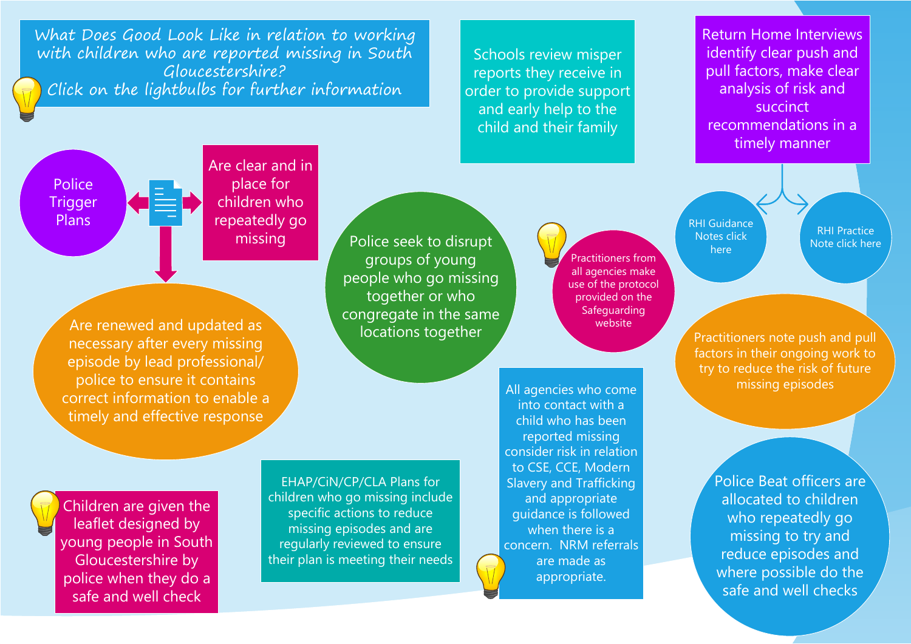# What Does Good Look Like in relation to working with children who are reported missing in South Gloucestershire?

*Click on the lightbulbs for further information*

Schools review misper reports they receive in order to provide support and early help to the child and their family

Return Home Interviews identify clear push and pull factors, make clear analysis of risk and succinct recommendations in a timely manner

- RHI Guidance Notes click here
- RHI Practice Note click here

Police Trigger Plans

- Are clear and in place for children who repeatedly go missing
- Are renewed and updated as necessary after every missing episode by lead professional/ police to ensure it contains correct information to enable a timely and effective response

Police seek to disrupt groups of young people who go missing together or who congregate in the same locations together

Practitioners from all agencies make use of the protocol provided on the Safeguarding website

Practitioners note push and pull factors in their ongoing work to try to reduce the risk of future missing episodes

All agencies who come into contact with a child who has been reported missing consider risk in relation to CSE, CCE, Modern Slavery and Trafficking and appropriate guidance is followed when there is a concern. NRM referrals are made as appropriate.

Children are given the leaflet designed by young people in South Gloucestershire by police when they do a safe and well check

EHAP/CiN/CP/CLA Plans for children who go missing include specific actions to reduce missing episodes and are regularly reviewed to ensure their plan is meeting their needs

Police Beat officers are allocated to children who repeatedly go missing to try and reduce episodes and where possible do the safe and well checks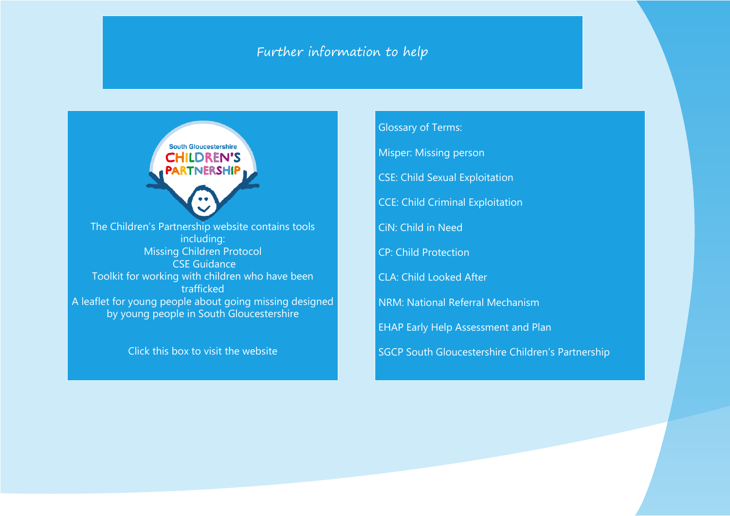# Further information to help

South Gloucestershire CHILDREN'S PARTNERSHIP

The Children's Partnership website contains tools including:

- Missing Children Protocol
- CSE Guidance
- Toolkit for working with children who have been trafficked
- A leaflet for young people about going missing designed by young people in South Gloucestershire

Click this box to visit the website

Glossary of Terms:

Misper: Missing person

CSE: Child Sexual Exploitation

CCE: Child Criminal Exploitation

CiN: Child in Need

CP: Child Protection

CLA: Child Looked After

NRM: National Referral Mechanism

EHAP Early Help Assessment and Plan

SGCP South Gloucestershire Children's Partnership